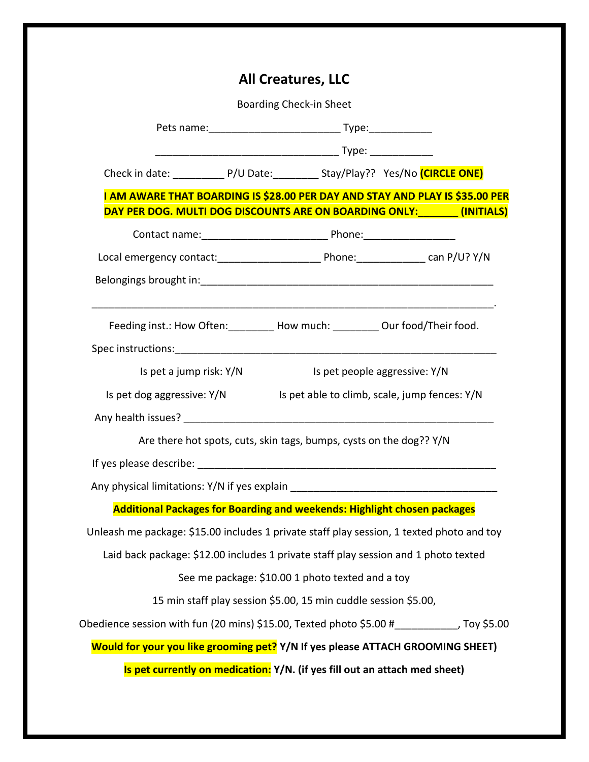# All Creatures, LLC

Boarding Check-in Sheet

Pets name:_______________________ Type:___________

________________________________ Type: ___________

Check in date: _________ P/U Date:________ Stay/Play?? Yes/No **(CIRCLE ONE)**

**I AM AWARE THAT BOARDING IS $28.00 PER DAY AND STAY AND PLAY IS $35.00 PER DAY PER DOG. MULTI DOG DISCOUNTS ARE ON BOARDING ONLY:_______ (INITIALS)**

Contact name:______________________ Phone:________________

Local emergency contact:__________________ Phone:____________ can P/U? Y/N

Belongings brought in:____________________________________________________

_____________________________________________________________________.

Feeding inst.: How Often:________ How much: ________ Our food/Their food.

Spec instructions:__________________________________________________________

Is pet a jump risk: Y/N

Is pet people aggressive: Y/N

Is pet dog aggressive: Y/N

Is pet able to climb, scale, jump fences: Y/N

Any health issues? _______________________________________________________

Are there hot spots, cuts, skin tags, bumps, cysts on the dog?? Y/N

If yes please describe: ____________________________________________________

Any physical limitations: Y/N if yes explain ___________________________________

**Additional Packages for Boarding and weekends: Highlight chosen packages**

Unleash me package: $15.00 includes 1 private staff play session, 1 texted photo and toy

Laid back package: $12.00 includes 1 private staff play session and 1 photo texted

See me package: $10.00 1 photo texted and a toy

15 min staff play session $5.00, 15 min cuddle session $5.00,

Obedience session with fun (20 mins) $15.00, Texted photo $5.00 #___________, Toy $5.00

**Would for your you like grooming pet? Y/N If yes please ATTACH GROOMING SHEET)**

**Is pet currently on medication: Y/N. (if yes fill out an attach med sheet)**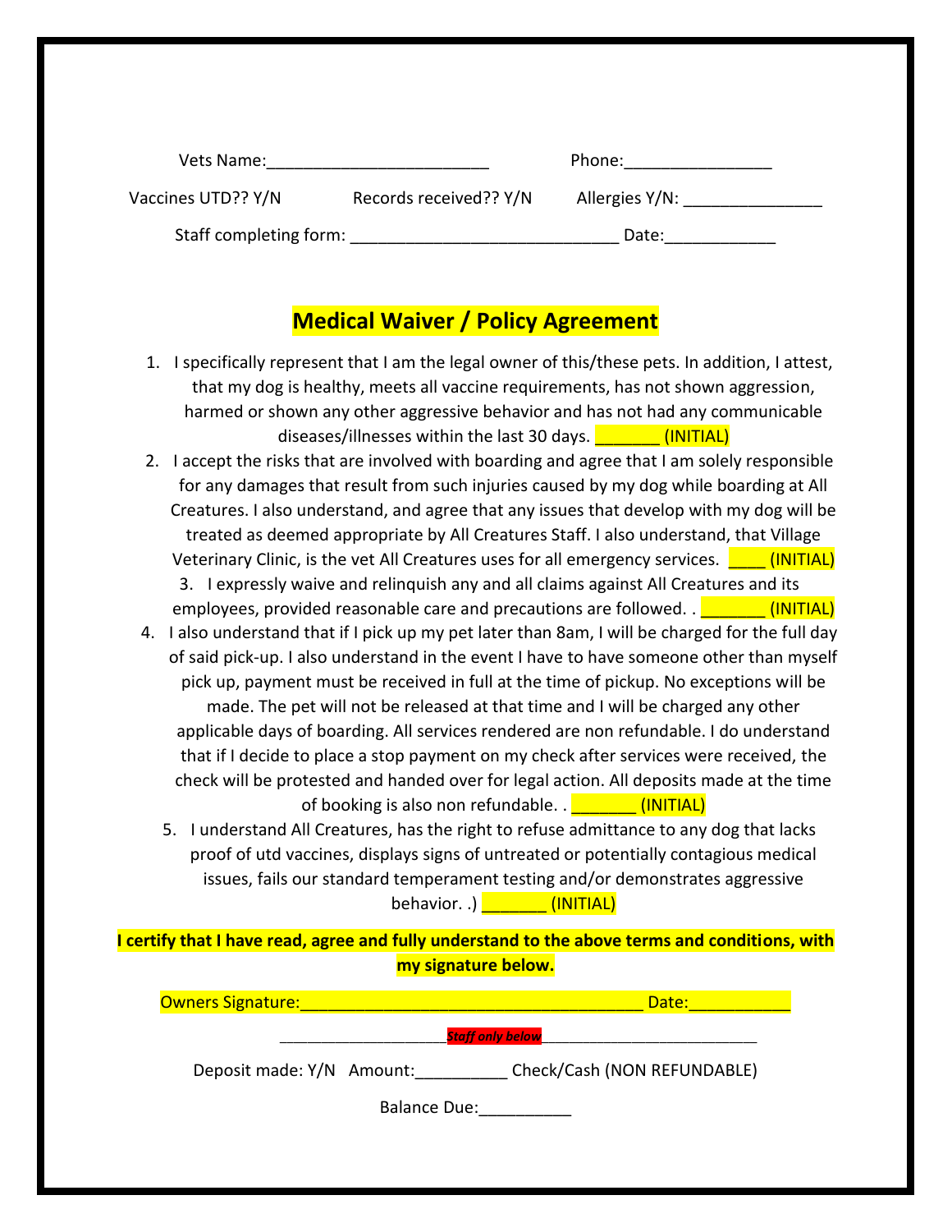Vets Name:_________________________ Phone:________________

Vaccines UTD?? Y/N Records received?? Y/N Allergies Y/N: _______________

Staff completing form: ____________________________ Date:____________

## Medical Waiver / Policy Agreement

1. I specifically represent that I am the legal owner of this/these pets. In addition, I attest, that my dog is healthy, meets all vaccine requirements, has not shown aggression, harmed or shown any other aggressive behavior and has not had any communicable diseases/illnesses within the last 30 days. _______ (INITIAL)
2. I accept the risks that are involved with boarding and agree that I am solely responsible for any damages that result from such injuries caused by my dog while boarding at All Creatures. I also understand, and agree that any issues that develop with my dog will be treated as deemed appropriate by All Creatures Staff. I also understand, that Village Veterinary Clinic, is the vet All Creatures uses for all emergency services. ____ (INITIAL)
3. I expressly waive and relinquish any and all claims against All Creatures and its employees, provided reasonable care and precautions are followed. . _______ (INITIAL)
4. I also understand that if I pick up my pet later than 8am, I will be charged for the full day of said pick-up. I also understand in the event I have to have someone other than myself pick up, payment must be received in full at the time of pickup. No exceptions will be made. The pet will not be released at that time and I will be charged any other applicable days of boarding. All services rendered are non refundable. I do understand that if I decide to place a stop payment on my check after services were received, the check will be protested and handed over for legal action. All deposits made at the time of booking is also non refundable. . _______ (INITIAL)
5. I understand All Creatures, has the right to refuse admittance to any dog that lacks proof of utd vaccines, displays signs of untreated or potentially contagious medical issues, fails our standard temperament testing and/or demonstrates aggressive behavior. .) _______ (INITIAL)

**I certify that I have read, agree and fully understand to the above terms and conditions, with my signature below.**

Owners Signature:______________________________________ Date:___________

____________________ ***Staff only below*** __________________________

Deposit made: Y/N Amount:__________ Check/Cash (NON REFUNDABLE)

Balance Due:__________